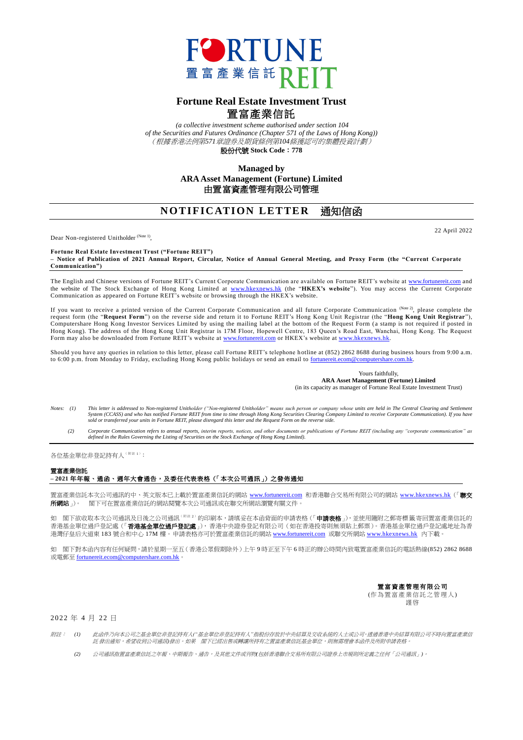# Fortune Real Estate Investment Trust
# 置富產業信託

*(a collective investment scheme authorised under section 104 of the Securities and Futures Ordinance (Chapter 571 of the Laws of Hong Kong))*
*（根據香港法例第571章證券及期貨條例第104條獲認可的集體投資計劃）*
**股份代號 Stock Code：778**

**Managed by**
**ARA Asset Management (Fortune) Limited**
**由置富資產管理有限公司管理**

## NOTIFICATION LETTER 通知信函

22 April 2022

Dear Non-registered Unitholder (Note 1),

**Fortune Real Estate Investment Trust ("Fortune REIT")**
**– Notice of Publication of 2021 Annual Report, Circular, Notice of Annual General Meeting, and Proxy Form (the "Current Corporate Communication")**

The English and Chinese versions of Fortune REIT's Current Corporate Communication are available on Fortune REIT's website at www.fortunereit.com and the website of The Stock Exchange of Hong Kong Limited at www.hkexnews.hk (the "**HKEX's website**"). You may access the Current Corporate Communication as appeared on Fortune REIT's website or browsing through the HKEX's website.

If you want to receive a printed version of the Current Corporate Communication and all future Corporate Communication (Note 2), please complete the request form (the "**Request Form**") on the reverse side and return it to Fortune REIT's Hong Kong Unit Registrar (the "**Hong Kong Unit Registrar**"), Computershare Hong Kong Investor Services Limited by using the mailing label at the bottom of the Request Form (a stamp is not required if posted in Hong Kong). The address of the Hong Kong Unit Registrar is 17M Floor, Hopewell Centre, 183 Queen's Road East, Wanchai, Hong Kong. The Request Form may also be downloaded from Fortune REIT's website at www.fortunereit.com or HKEX's website at www.hkexnews.hk.

Should you have any queries in relation to this letter, please call Fortune REIT's telephone hotline at (852) 2862 8688 during business hours from 9:00 a.m. to 6:00 p.m. from Monday to Friday, excluding Hong Kong public holidays or send an email to fortunereit.ecom@computershare.com.hk.

Yours faithfully,
**ARA Asset Management (Fortune) Limited**
(in its capacity as manager of Fortune Real Estate Investment Trust)

*Notes: (1) This letter is addressed to Non-registered Unitholder ("Non-registered Unitholder" means such person or company whose units are held in The Central Clearing and Settlement System (CCASS) and who has notified Fortune REIT from time to time through Hong Kong Securities Clearing Company Limited to receive Corporate Communication). If you have sold or transferred your units in Fortune REIT, please disregard this letter and the Request Form on the reverse side.*

*(2) Corporate Communication refers to annual reports, interim reports, notices, and other documents or publications of Fortune REIT (including any "corporate communication" as defined in the Rules Governing the Listing of Securities on the Stock Exchange of Hong Kong Limited).*

---

各位基金單位非登記持有人（附註1）：

**置富產業信託**
**– 2021 年年報、通函、週年大會通告，及委任代表表格（「本次公司通訊」）之發佈通知**

置富產業信託本次公司通訊的中、英文版本已上載於置富產業信託的網站 www.fortunereit.com 和香港聯合交易所有限公司的網站 www.hkexnews.hk（「**聯交所網站**」）。 閣下可在置富產業信託的網站閱覽本次公司通訊或在聯交所網站瀏覽有關文件。

如 閣下欲收取本次公司通訊及日後之公司通訊（附註2）的印刷本，請填妥在本函背面的申請表格（「**申請表格**」），並使用隨附之郵寄標籤寄回置富產業信託的香港基金單位過戶登記處（「**香港基金單位過戶登記處**」），香港中央證券登記有限公司（如在香港投寄則無須貼上郵票）。香港基金單位過戶登記處地址為香港灣仔皇后大道東 183 號合和中心 17M 樓。申請表格亦可於置富產業信託的網站 www.fortunereit.com 或聯交所網站 www.hkexnews.hk 內下載。

如 閣下對本函內容有任何疑問，請於星期一至五（香港公眾假期除外）上午 9 時正至下午 6 時正的辦公時間內致電置富產業信託的電話熱線(852) 2862 8688 或電郵至 fortunereit.ecom@computershare.com.hk。

**置富資產管理有限公司**
(作為置富產業信託之管理人)
謹啓

2022 年 4 月 22 日

*附註： (1) 此函件乃向本公司之基金單位非登記持有人("基金單位非登記持有人"指股份存放於中央結算及交收系統的人士或公司，透過香港中央結算有限公司不時向置富產業信託發出通知，希望收到公司通訊)發出。如果 閣下已經出售或轉讓所持有之置富產業信託基金單位，則無需理會本函件及所附申請表格。*

*(2) 公司通訊指置富產業信託之年報、中期報告、通告，及其他文件或刊物(包括香港聯合交易所有限公司證券上市規則所定義之任何「公司通訊」)。*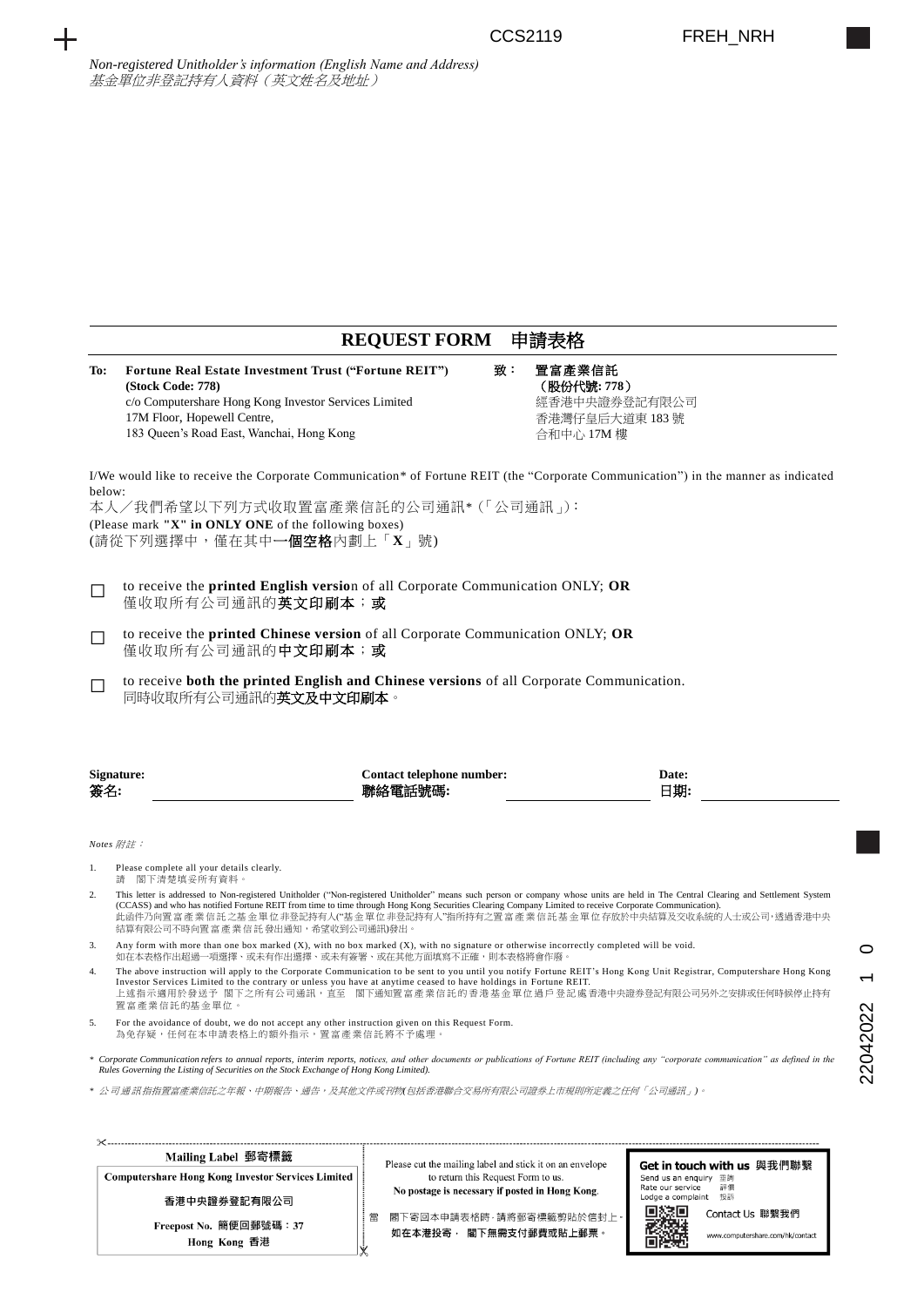CCS2119 FREH_NRH

*Non-registered Unitholder's information (English Name and Address)*
*基金單位非登記持有人資料（英文姓名及地址）*

# REQUEST FORM 申請表格

**To: Fortune Real Estate Investment Trust ("Fortune REIT")**
**(Stock Code: 778)**
c/o Computershare Hong Kong Investor Services Limited
17M Floor, Hopewell Centre,
183 Queen's Road East, Wanchai, Hong Kong

**致： 置富產業信託**
**（股份代號: 778）**
經香港中央證券登記有限公司
香港灣仔皇后大道東 183 號
合和中心 17M 樓

I/We would like to receive the Corporate Communication* of Fortune REIT (the "Corporate Communication") in the manner as indicated below:
本人／我們希望以下列方式收取置富產業信託的公司通訊*（「公司通訊」）：
(Please mark **"X" in ONLY ONE** of the following boxes)
(請從下列選擇中，僅在其中**一個空格**內劃上「**X**」號)

☐ to receive the **printed English versio**n of all Corporate Communication ONLY; **OR**
僅收取所有公司通訊的**英文印刷本**；**或**

☐ to receive the **printed Chinese version** of all Corporate Communication ONLY; **OR**
僅收取所有公司通訊的**中文印刷本**；**或**

☐ to receive **both the printed English and Chinese versions** of all Corporate Communication.
同時收取所有公司通訊的**英文及中文印刷本**。

**Signature:**
**簽名:** ______________

**Contact telephone number:**
**聯絡電話號碼:** ______________

**Date:**
**日期:** ______________

*Notes 附註：*

1. Please complete all your details clearly.
   請 閣下清楚填妥所有資料。
2. This letter is addressed to Non-registered Unitholder ("Non-registered Unitholder" means such person or company whose units are held in The Central Clearing and Settlement System (CCASS) and who has notified Fortune REIT from time to time through Hong Kong Securities Clearing Company Limited to receive Corporate Communication).
   此函件乃向置富產業信託之基金單位非登記持有人("基金單位非登記持有人"指所持有之置富產業信託基金單位存放於中央結算及交收系統的人士或公司，透過香港中央結算有限公司不時向置富產業信託發出通知，希望收到公司通訊)發出。
3. Any form with more than one box marked (X), with no box marked (X), with no signature or otherwise incorrectly completed will be void.
   如在本表格作出超過一項選擇、或未有作出選擇、或未有簽署、或在其他方面填寫不正確，則本表格將會作廢。
4. The above instruction will apply to the Corporate Communication to be sent to you until you notify Fortune REIT's Hong Kong Unit Registrar, Computershare Hong Kong Investor Services Limited to the contrary or unless you have at anytime ceased to have holdings in Fortune REIT.
   上述指示適用於發送予 閣下之所有公司通訊，直至 閣下通知置富產業信託的香港基金單位過戶登記處香港中央證券登記有限公司另外之安排或任何時候停止持有置富產業信託的基金單位。
5. For the avoidance of doubt, we do not accept any other instruction given on this Request Form.
   為免存疑，任何在本申請表格上的額外指示，置富產業信託將不予處理。

\* *Corporate Communication refers to annual reports, interim reports, notices, and other documents or publications of Fortune REIT (including any "corporate communication" as defined in the Rules Governing the Listing of Securities on the Stock Exchange of Hong Kong Limited).*

\* *公司通訊指置富產業信託之年報、中期報告、通告，及其他文件或刊物(包括香港聯合交易所有限公司證券上市規則所定義之任何「公司通訊」)。*

**Mailing Label 郵寄標籤**
**Computershare Hong Kong Investor Services Limited**
**香港中央證券登記有限公司**
**Freepost No. 簡便回郵號碼：37**
**Hong Kong 香港**

Please cut the mailing label and stick it on an envelope to return this Request Form to us.
**No postage is necessary if posted in Hong Kong.**
當 閣下寄回本申請表格時，請將郵寄標籤剪貼於信封上。
**如在本港投寄， 閣下無需支付郵費或貼上郵票。**

**Get in touch with us 與我們聯繫**
Send us an enquiry 查詢
Rate our service 評價
Lodge a complaint 投訴
Contact Us 聯繫我們
www.computershare.com/hk/contact

22042022 1 0